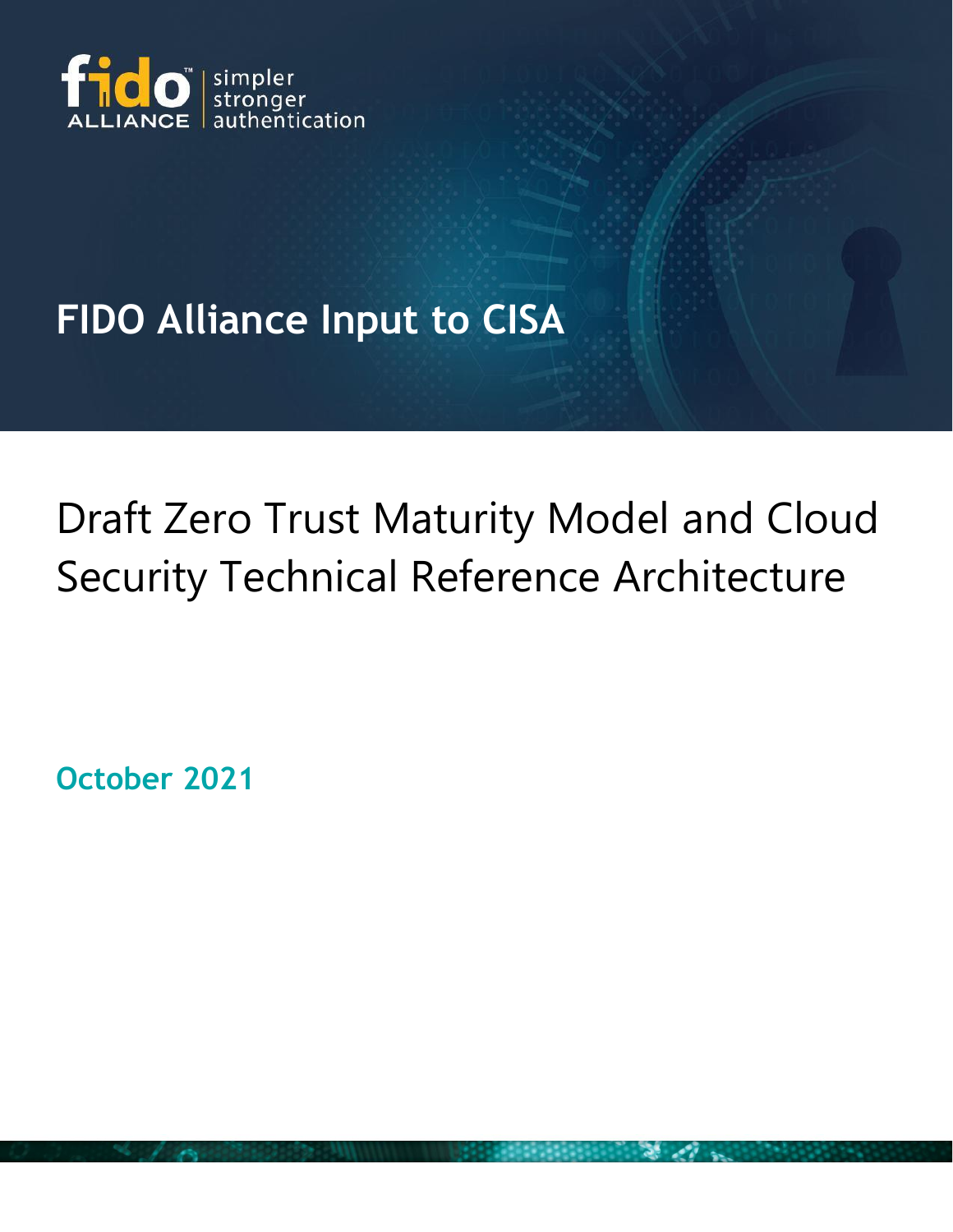fido ALLIANCE | simpler stronger authentication

# FIDO Alliance Input to CISA

## Draft Zero Trust Maturity Model and Cloud Security Technical Reference Architecture

**October 2021**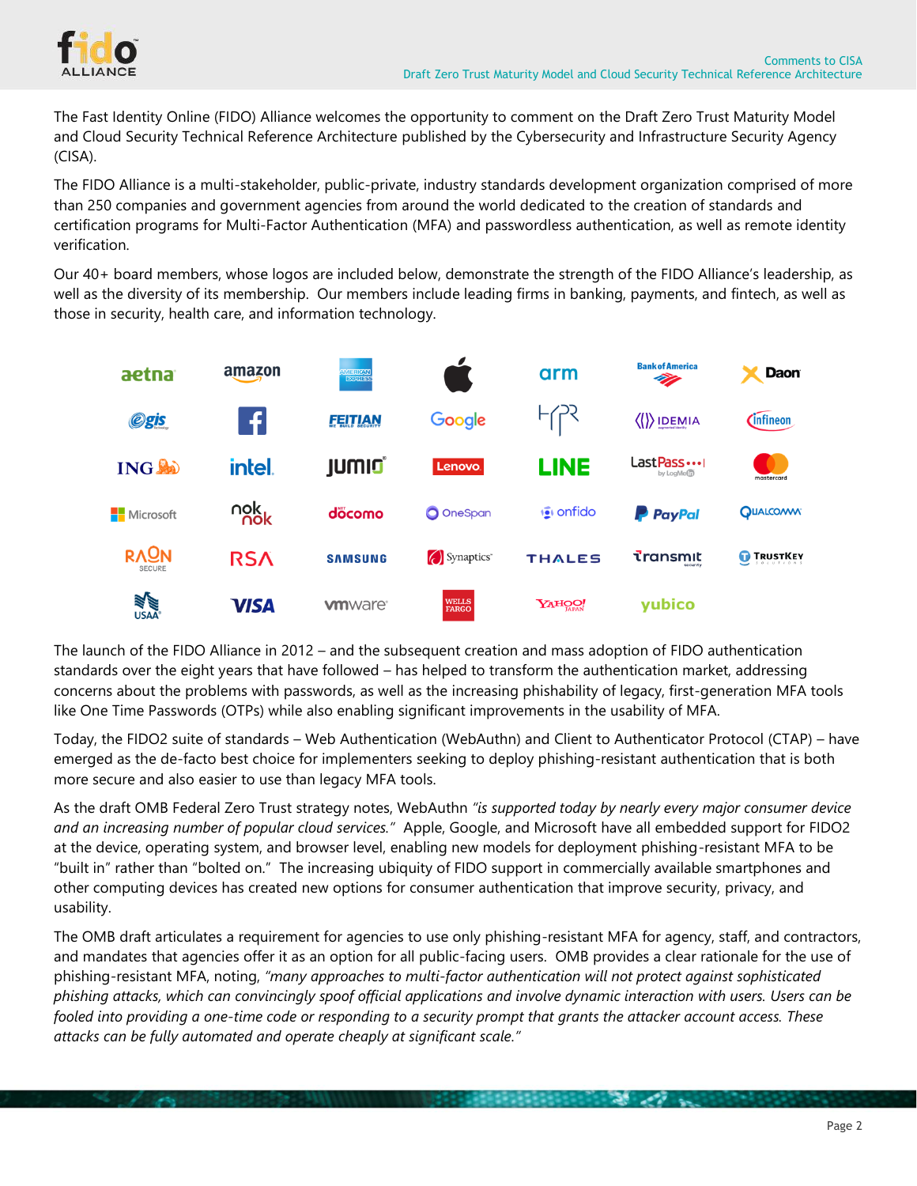The Fast Identity Online (FIDO) Alliance welcomes the opportunity to comment on the Draft Zero Trust Maturity Model and Cloud Security Technical Reference Architecture published by the Cybersecurity and Infrastructure Security Agency (CISA).

The FIDO Alliance is a multi-stakeholder, public-private, industry standards development organization comprised of more than 250 companies and government agencies from around the world dedicated to the creation of standards and certification programs for Multi-Factor Authentication (MFA) and passwordless authentication, as well as remote identity verification.

Our 40+ board members, whose logos are included below, demonstrate the strength of the FIDO Alliance's leadership, as well as the diversity of its membership. Our members include leading firms in banking, payments, and fintech, as well as those in security, health care, and information technology.

The launch of the FIDO Alliance in 2012 – and the subsequent creation and mass adoption of FIDO authentication standards over the eight years that have followed – has helped to transform the authentication market, addressing concerns about the problems with passwords, as well as the increasing phishability of legacy, first-generation MFA tools like One Time Passwords (OTPs) while also enabling significant improvements in the usability of MFA.

Today, the FIDO2 suite of standards – Web Authentication (WebAuthn) and Client to Authenticator Protocol (CTAP) – have emerged as the de-facto best choice for implementers seeking to deploy phishing-resistant authentication that is both more secure and also easier to use than legacy MFA tools.

As the draft OMB Federal Zero Trust strategy notes, WebAuthn *"is supported today by nearly every major consumer device and an increasing number of popular cloud services."* Apple, Google, and Microsoft have all embedded support for FIDO2 at the device, operating system, and browser level, enabling new models for deployment phishing-resistant MFA to be "built in" rather than "bolted on." The increasing ubiquity of FIDO support in commercially available smartphones and other computing devices has created new options for consumer authentication that improve security, privacy, and usability.

The OMB draft articulates a requirement for agencies to use only phishing-resistant MFA for agency, staff, and contractors, and mandates that agencies offer it as an option for all public-facing users. OMB provides a clear rationale for the use of phishing-resistant MFA, noting, *"many approaches to multi-factor authentication will not protect against sophisticated phishing attacks, which can convincingly spoof official applications and involve dynamic interaction with users. Users can be fooled into providing a one-time code or responding to a security prompt that grants the attacker account access. These attacks can be fully automated and operate cheaply at significant scale."*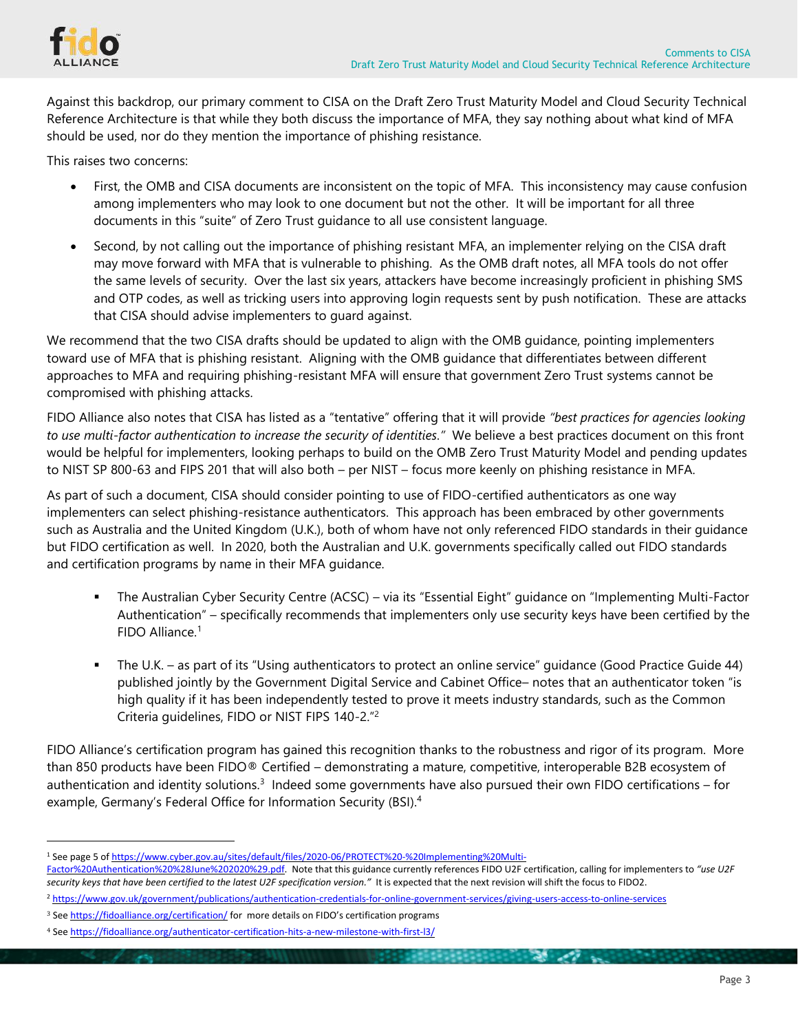Against this backdrop, our primary comment to CISA on the Draft Zero Trust Maturity Model and Cloud Security Technical Reference Architecture is that while they both discuss the importance of MFA, they say nothing about what kind of MFA should be used, nor do they mention the importance of phishing resistance.

This raises two concerns:

- First, the OMB and CISA documents are inconsistent on the topic of MFA. This inconsistency may cause confusion among implementers who may look to one document but not the other. It will be important for all three documents in this "suite" of Zero Trust guidance to all use consistent language.
- Second, by not calling out the importance of phishing resistant MFA, an implementer relying on the CISA draft may move forward with MFA that is vulnerable to phishing. As the OMB draft notes, all MFA tools do not offer the same levels of security. Over the last six years, attackers have become increasingly proficient in phishing SMS and OTP codes, as well as tricking users into approving login requests sent by push notification. These are attacks that CISA should advise implementers to guard against.

We recommend that the two CISA drafts should be updated to align with the OMB guidance, pointing implementers toward use of MFA that is phishing resistant. Aligning with the OMB guidance that differentiates between different approaches to MFA and requiring phishing-resistant MFA will ensure that government Zero Trust systems cannot be compromised with phishing attacks.

FIDO Alliance also notes that CISA has listed as a "tentative" offering that it will provide *"best practices for agencies looking to use multi-factor authentication to increase the security of identities."* We believe a best practices document on this front would be helpful for implementers, looking perhaps to build on the OMB Zero Trust Maturity Model and pending updates to NIST SP 800-63 and FIPS 201 that will also both – per NIST – focus more keenly on phishing resistance in MFA.

As part of such a document, CISA should consider pointing to use of FIDO-certified authenticators as one way implementers can select phishing-resistance authenticators. This approach has been embraced by other governments such as Australia and the United Kingdom (U.K.), both of whom have not only referenced FIDO standards in their guidance but FIDO certification as well. In 2020, both the Australian and U.K. governments specifically called out FIDO standards and certification programs by name in their MFA guidance.

- The Australian Cyber Security Centre (ACSC) – via its "Essential Eight" guidance on "Implementing Multi-Factor Authentication" – specifically recommends that implementers only use security keys have been certified by the FIDO Alliance.[1]
- The U.K. – as part of its "Using authenticators to protect an online service" guidance (Good Practice Guide 44) published jointly by the Government Digital Service and Cabinet Office– notes that an authenticator token "is high quality if it has been independently tested to prove it meets industry standards, such as the Common Criteria guidelines, FIDO or NIST FIPS 140-2."[2]

FIDO Alliance's certification program has gained this recognition thanks to the robustness and rigor of its program. More than 850 products have been FIDO® Certified – demonstrating a mature, competitive, interoperable B2B ecosystem of authentication and identity solutions.[3] Indeed some governments have also pursued their own FIDO certifications – for example, Germany's Federal Office for Information Security (BSI).[4]

---

[1] See page 5 of https://www.cyber.gov.au/sites/default/files/2020-06/PROTECT%20-%20Implementing%20Multi-Factor%20Authentication%20%28June%202020%29.pdf. Note that this guidance currently references FIDO U2F certification, calling for implementers to *"use U2F security keys that have been certified to the latest U2F specification version."* It is expected that the next revision will shift the focus to FIDO2.

[2] https://www.gov.uk/government/publications/authentication-credentials-for-online-government-services/giving-users-access-to-online-services

[3] See https://fidoalliance.org/certification/ for more details on FIDO's certification programs

[4] See https://fidoalliance.org/authenticator-certification-hits-a-new-milestone-with-first-l3/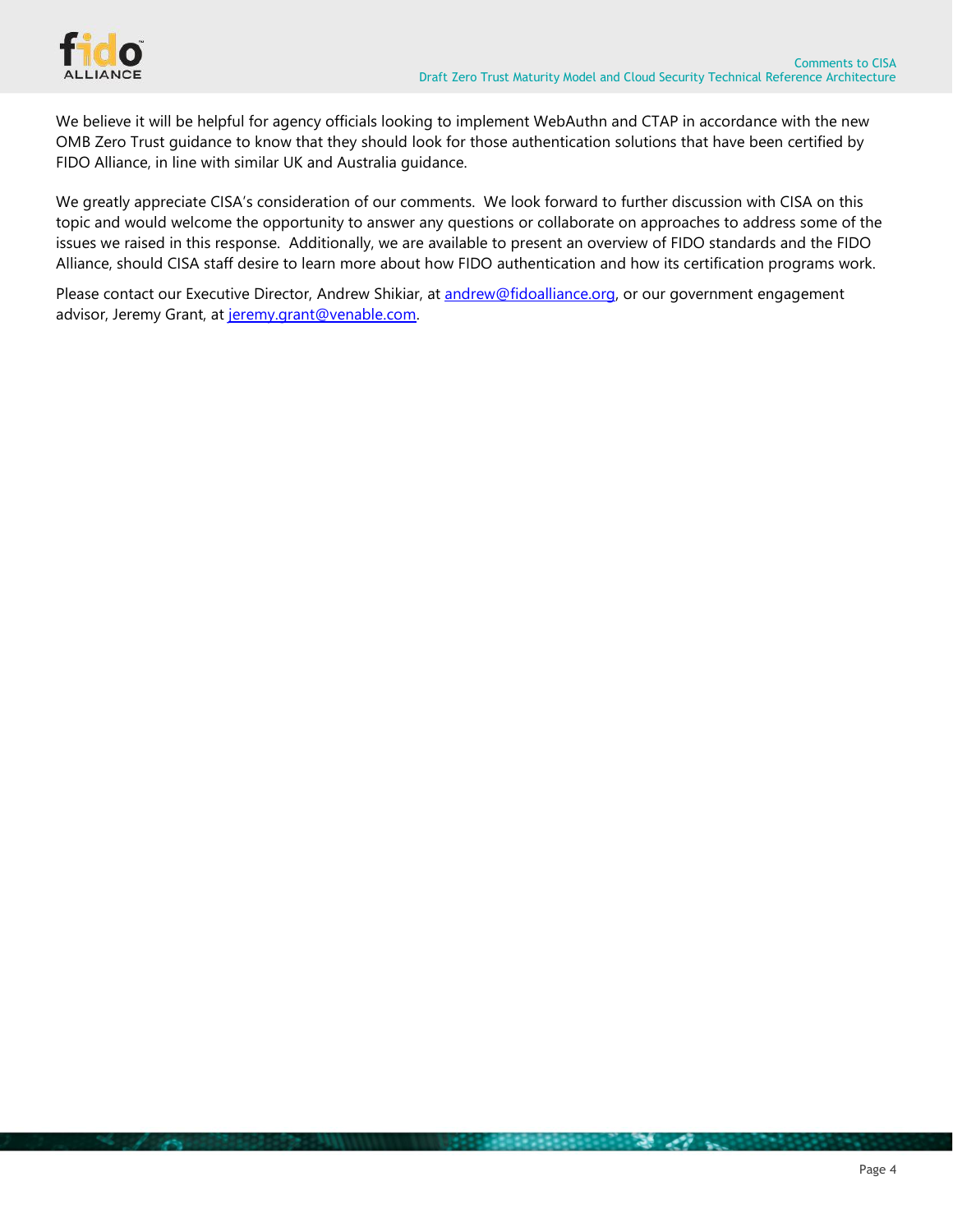We believe it will be helpful for agency officials looking to implement WebAuthn and CTAP in accordance with the new OMB Zero Trust guidance to know that they should look for those authentication solutions that have been certified by FIDO Alliance, in line with similar UK and Australia guidance.

We greatly appreciate CISA's consideration of our comments. We look forward to further discussion with CISA on this topic and would welcome the opportunity to answer any questions or collaborate on approaches to address some of the issues we raised in this response. Additionally, we are available to present an overview of FIDO standards and the FIDO Alliance, should CISA staff desire to learn more about how FIDO authentication and how its certification programs work.

Please contact our Executive Director, Andrew Shikiar, at andrew@fidoalliance.org, or our government engagement advisor, Jeremy Grant, at jeremy.grant@venable.com.